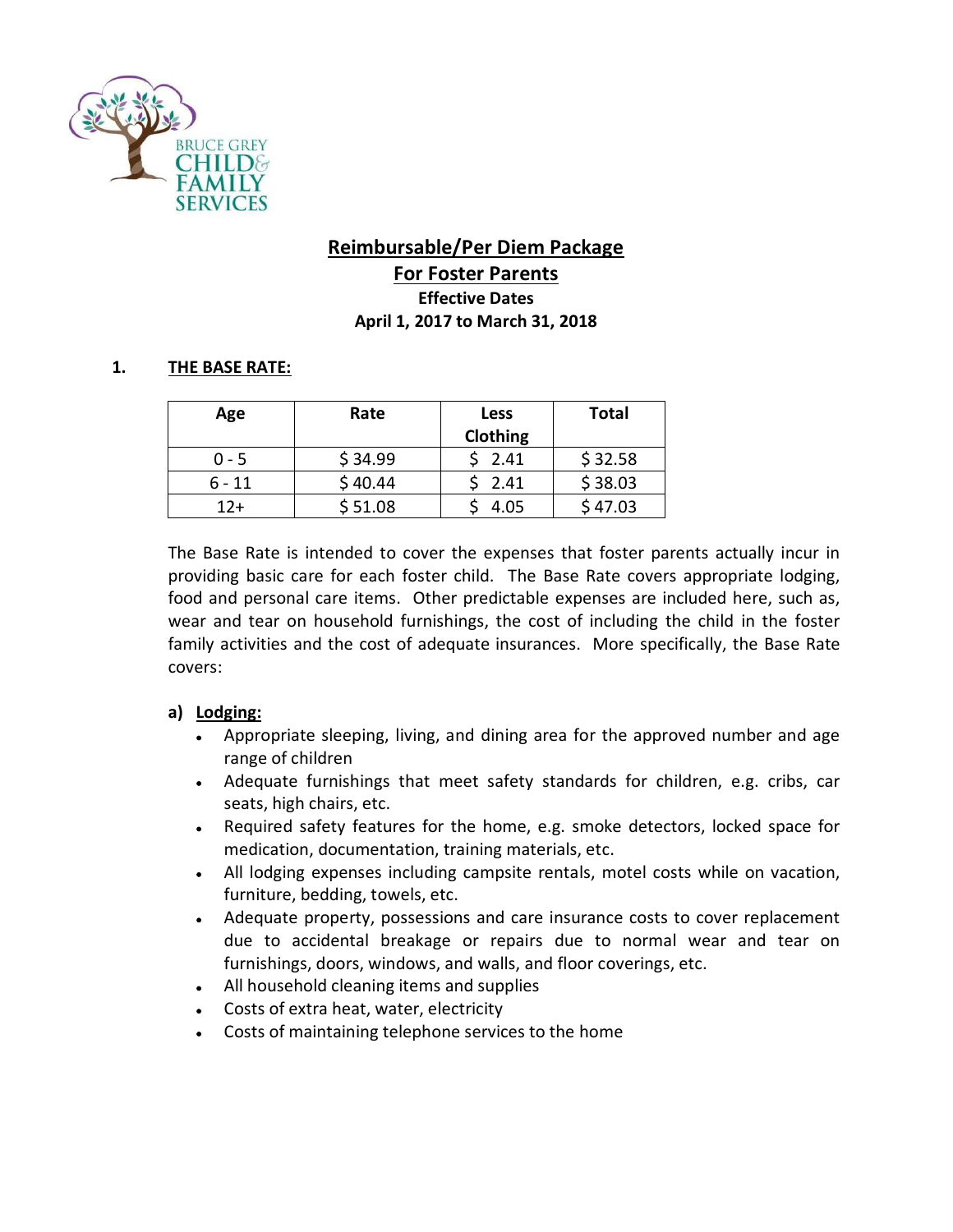# Reimbursable/Per Diem Package
# For Foster Parents

**Effective Dates**
**April 1, 2017 to March 31, 2018**

## 1. THE BASE RATE:

| Age | Rate | Less Clothing | Total |
|---|---|---|---|
| 0 - 5 | $ 34.99 | $ 2.41 | $ 32.58 |
| 6 - 11 | $ 40.44 | $ 2.41 | $ 38.03 |
| 12+ | $ 51.08 | $ 4.05 | $ 47.03 |

The Base Rate is intended to cover the expenses that foster parents actually incur in providing basic care for each foster child. The Base Rate covers appropriate lodging, food and personal care items. Other predictable expenses are included here, such as, wear and tear on household furnishings, the cost of including the child in the foster family activities and the cost of adequate insurances. More specifically, the Base Rate covers:

### a) Lodging:

- Appropriate sleeping, living, and dining area for the approved number and age range of children
- Adequate furnishings that meet safety standards for children, e.g. cribs, car seats, high chairs, etc.
- Required safety features for the home, e.g. smoke detectors, locked space for medication, documentation, training materials, etc.
- All lodging expenses including campsite rentals, motel costs while on vacation, furniture, bedding, towels, etc.
- Adequate property, possessions and care insurance costs to cover replacement due to accidental breakage or repairs due to normal wear and tear on furnishings, doors, windows, and walls, and floor coverings, etc.
- All household cleaning items and supplies
- Costs of extra heat, water, electricity
- Costs of maintaining telephone services to the home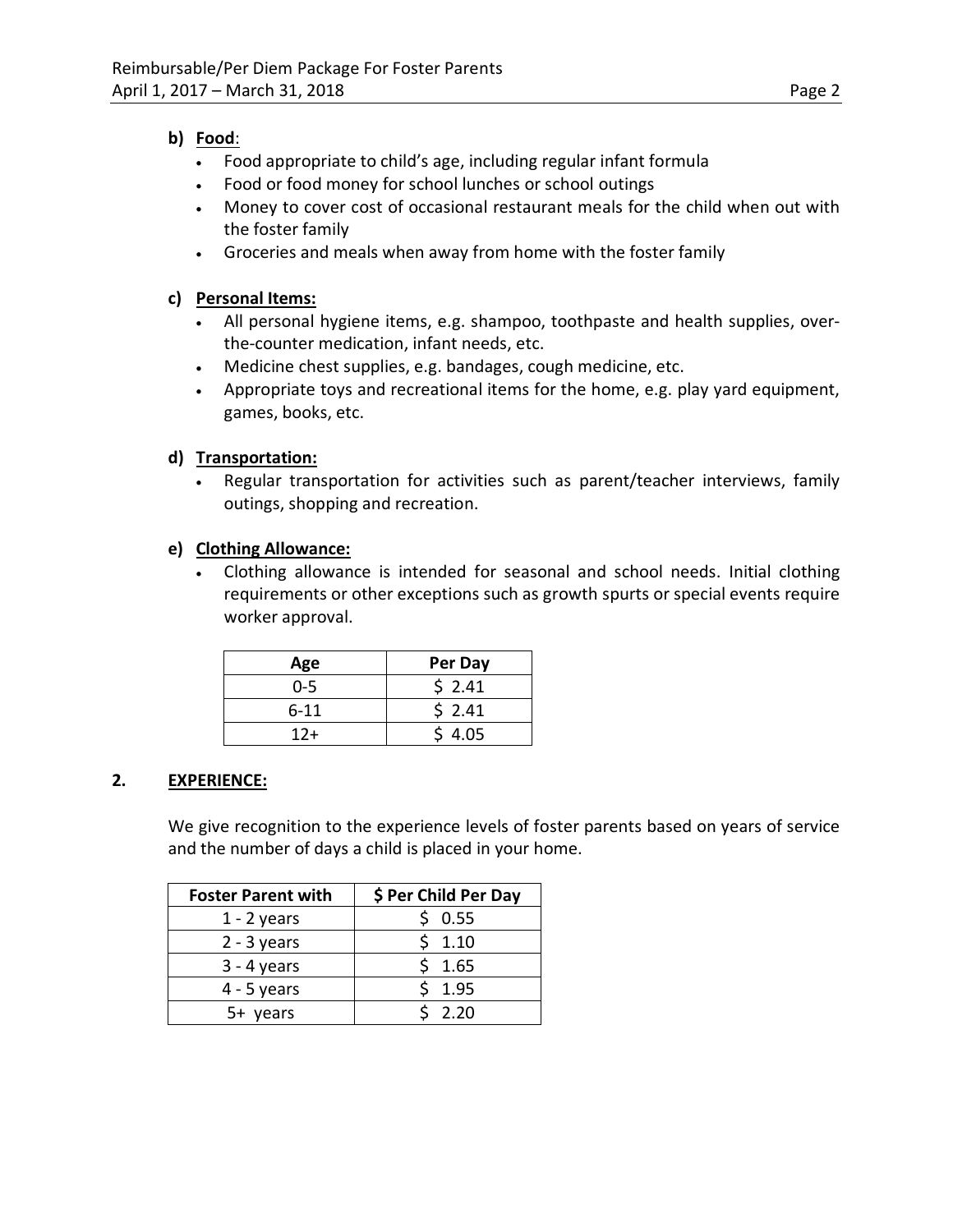**b) Food:**

- Food appropriate to child's age, including regular infant formula
- Food or food money for school lunches or school outings
- Money to cover cost of occasional restaurant meals for the child when out with the foster family
- Groceries and meals when away from home with the foster family

**c) Personal Items:**

- All personal hygiene items, e.g. shampoo, toothpaste and health supplies, over-the-counter medication, infant needs, etc.
- Medicine chest supplies, e.g. bandages, cough medicine, etc.
- Appropriate toys and recreational items for the home, e.g. play yard equipment, games, books, etc.

**d) Transportation:**

- Regular transportation for activities such as parent/teacher interviews, family outings, shopping and recreation.

**e) Clothing Allowance:**

- Clothing allowance is intended for seasonal and school needs. Initial clothing requirements or other exceptions such as growth spurts or special events require worker approval.

| Age | Per Day |
|---|---|
| 0-5 | $ 2.41 |
| 6-11 | $ 2.41 |
| 12+ | $ 4.05 |

## 2. EXPERIENCE:

We give recognition to the experience levels of foster parents based on years of service and the number of days a child is placed in your home.

| Foster Parent with | $ Per Child Per Day |
|---|---|
| 1 - 2 years | $ 0.55 |
| 2 - 3 years | $ 1.10 |
| 3 - 4 years | $ 1.65 |
| 4 - 5 years | $ 1.95 |
| 5+ years | $ 2.20 |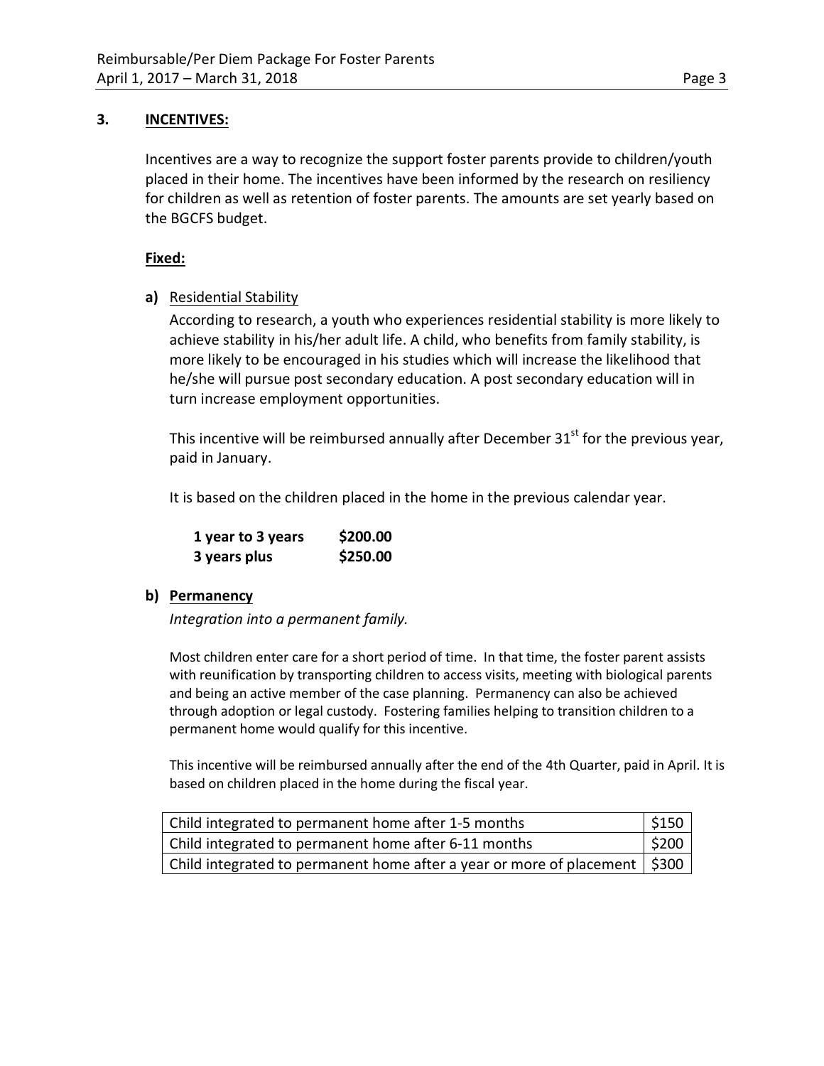## 3. INCENTIVES:

Incentives are a way to recognize the support foster parents provide to children/youth placed in their home. The incentives have been informed by the research on resiliency for children as well as retention of foster parents. The amounts are set yearly based on the BGCFS budget.

### Fixed:

**a)** Residential Stability

According to research, a youth who experiences residential stability is more likely to achieve stability in his/her adult life. A child, who benefits from family stability, is more likely to be encouraged in his studies which will increase the likelihood that he/she will pursue post secondary education. A post secondary education will in turn increase employment opportunities.

This incentive will be reimbursed annually after December 31st for the previous year, paid in January.

It is based on the children placed in the home in the previous calendar year.

| | |
|---|---|
| **1 year to 3 years** | **$200.00** |
| **3 years plus** | **$250.00** |

**b) Permanency**

*Integration into a permanent family.*

Most children enter care for a short period of time. In that time, the foster parent assists with reunification by transporting children to access visits, meeting with biological parents and being an active member of the case planning. Permanency can also be achieved through adoption or legal custody. Fostering families helping to transition children to a permanent home would qualify for this incentive.

This incentive will be reimbursed annually after the end of the 4th Quarter, paid in April. It is based on children placed in the home during the fiscal year.

| | |
|---|---|
| Child integrated to permanent home after 1-5 months | $150 |
| Child integrated to permanent home after 6-11 months | $200 |
| Child integrated to permanent home after a year or more of placement | $300 |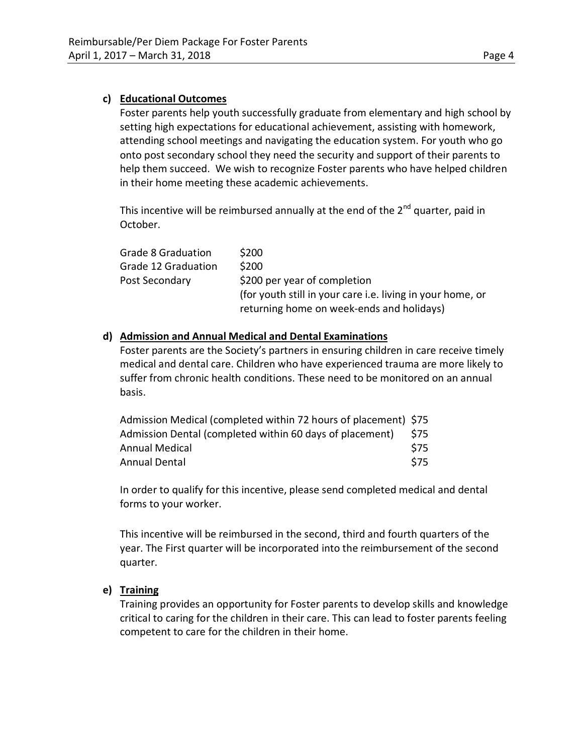### c) Educational Outcomes

Foster parents help youth successfully graduate from elementary and high school by setting high expectations for educational achievement, assisting with homework, attending school meetings and navigating the education system. For youth who go onto post secondary school they need the security and support of their parents to help them succeed. We wish to recognize Foster parents who have helped children in their home meeting these academic achievements.

This incentive will be reimbursed annually at the end of the 2nd quarter, paid in October.

| | |
|---|---|
| Grade 8 Graduation | $200 |
| Grade 12 Graduation | $200 |
| Post Secondary | $200 per year of completion (for youth still in your care i.e. living in your home, or returning home on week-ends and holidays) |

### d) Admission and Annual Medical and Dental Examinations

Foster parents are the Society's partners in ensuring children in care receive timely medical and dental care. Children who have experienced trauma are more likely to suffer from chronic health conditions. These need to be monitored on an annual basis.

| | |
|---|---|
| Admission Medical (completed within 72 hours of placement) | $75 |
| Admission Dental (completed within 60 days of placement) | $75 |
| Annual Medical | $75 |
| Annual Dental | $75 |

In order to qualify for this incentive, please send completed medical and dental forms to your worker.

This incentive will be reimbursed in the second, third and fourth quarters of the year. The First quarter will be incorporated into the reimbursement of the second quarter.

### e) Training

Training provides an opportunity for Foster parents to develop skills and knowledge critical to caring for the children in their care. This can lead to foster parents feeling competent to care for the children in their home.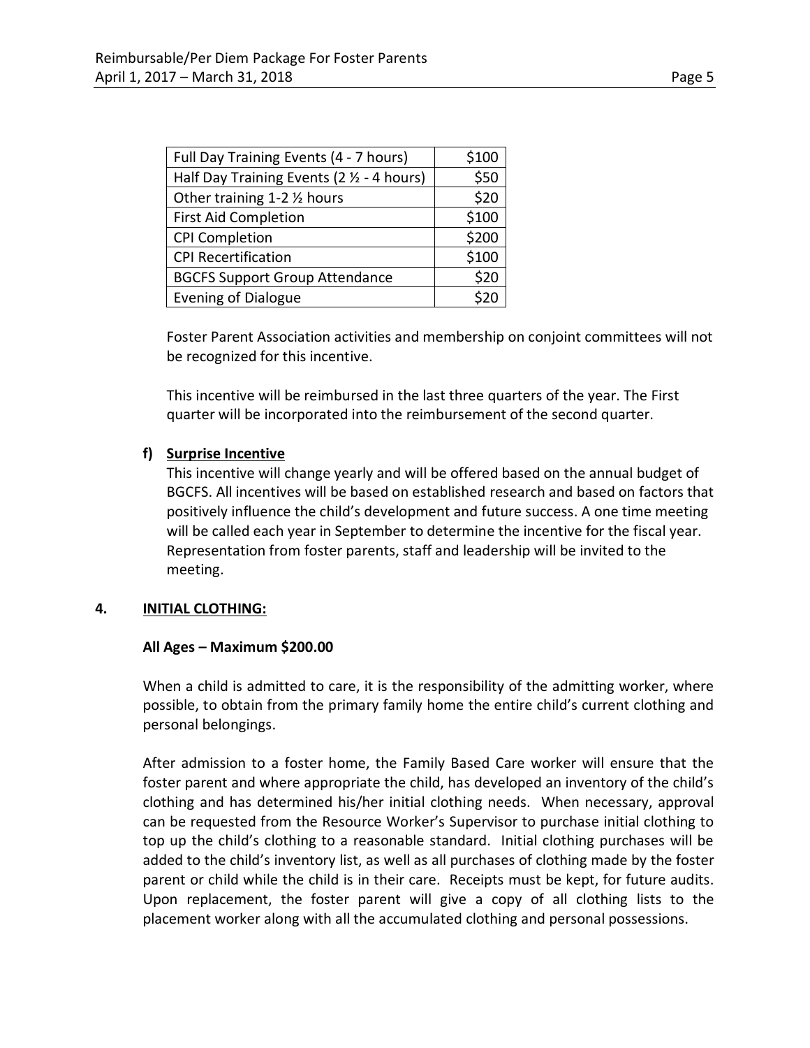| Full Day Training Events (4 - 7 hours) | $100 |
| --- | --- |
| Half Day Training Events (2 ½ - 4 hours) | $50 |
| Other training 1-2 ½ hours | $20 |
| First Aid Completion | $100 |
| CPI Completion | $200 |
| CPI Recertification | $100 |
| BGCFS Support Group Attendance | $20 |
| Evening of Dialogue | $20 |

Foster Parent Association activities and membership on conjoint committees will not be recognized for this incentive.

This incentive will be reimbursed in the last three quarters of the year. The First quarter will be incorporated into the reimbursement of the second quarter.

**f) Surprise Incentive**

This incentive will change yearly and will be offered based on the annual budget of BGCFS. All incentives will be based on established research and based on factors that positively influence the child's development and future success. A one time meeting will be called each year in September to determine the incentive for the fiscal year. Representation from foster parents, staff and leadership will be invited to the meeting.

## 4. INITIAL CLOTHING:

**All Ages – Maximum $200.00**

When a child is admitted to care, it is the responsibility of the admitting worker, where possible, to obtain from the primary family home the entire child's current clothing and personal belongings.

After admission to a foster home, the Family Based Care worker will ensure that the foster parent and where appropriate the child, has developed an inventory of the child's clothing and has determined his/her initial clothing needs. When necessary, approval can be requested from the Resource Worker's Supervisor to purchase initial clothing to top up the child's clothing to a reasonable standard. Initial clothing purchases will be added to the child's inventory list, as well as all purchases of clothing made by the foster parent or child while the child is in their care. Receipts must be kept, for future audits. Upon replacement, the foster parent will give a copy of all clothing lists to the placement worker along with all the accumulated clothing and personal possessions.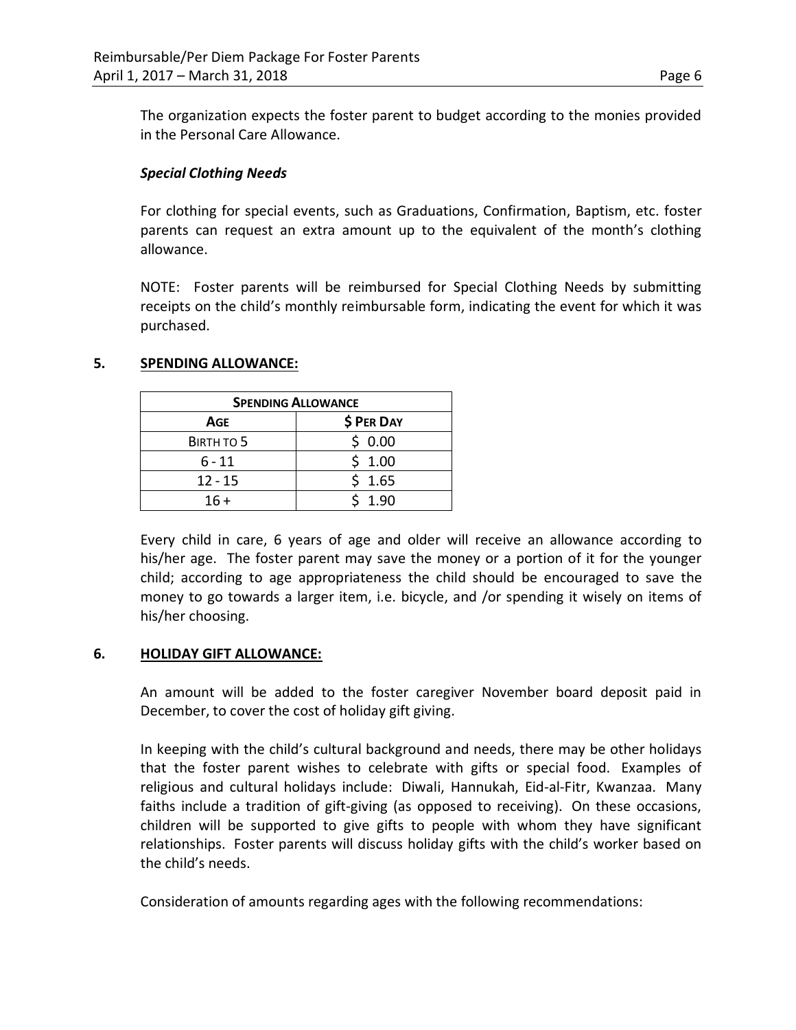The organization expects the foster parent to budget according to the monies provided in the Personal Care Allowance.

***Special Clothing Needs***

For clothing for special events, such as Graduations, Confirmation, Baptism, etc. foster parents can request an extra amount up to the equivalent of the month's clothing allowance.

NOTE: Foster parents will be reimbursed for Special Clothing Needs by submitting receipts on the child's monthly reimbursable form, indicating the event for which it was purchased.

## 5. SPENDING ALLOWANCE:

| SPENDING ALLOWANCE | |
|---|---|
| AGE | $ PER DAY |
| BIRTH TO 5 | $ 0.00 |
| 6 - 11 | $ 1.00 |
| 12 - 15 | $ 1.65 |
| 16 + | $ 1.90 |

Every child in care, 6 years of age and older will receive an allowance according to his/her age. The foster parent may save the money or a portion of it for the younger child; according to age appropriateness the child should be encouraged to save the money to go towards a larger item, i.e. bicycle, and /or spending it wisely on items of his/her choosing.

## 6. HOLIDAY GIFT ALLOWANCE:

An amount will be added to the foster caregiver November board deposit paid in December, to cover the cost of holiday gift giving.

In keeping with the child's cultural background and needs, there may be other holidays that the foster parent wishes to celebrate with gifts or special food. Examples of religious and cultural holidays include: Diwali, Hannukah, Eid-al-Fitr, Kwanzaa. Many faiths include a tradition of gift-giving (as opposed to receiving). On these occasions, children will be supported to give gifts to people with whom they have significant relationships. Foster parents will discuss holiday gifts with the child's worker based on the child's needs.

Consideration of amounts regarding ages with the following recommendations: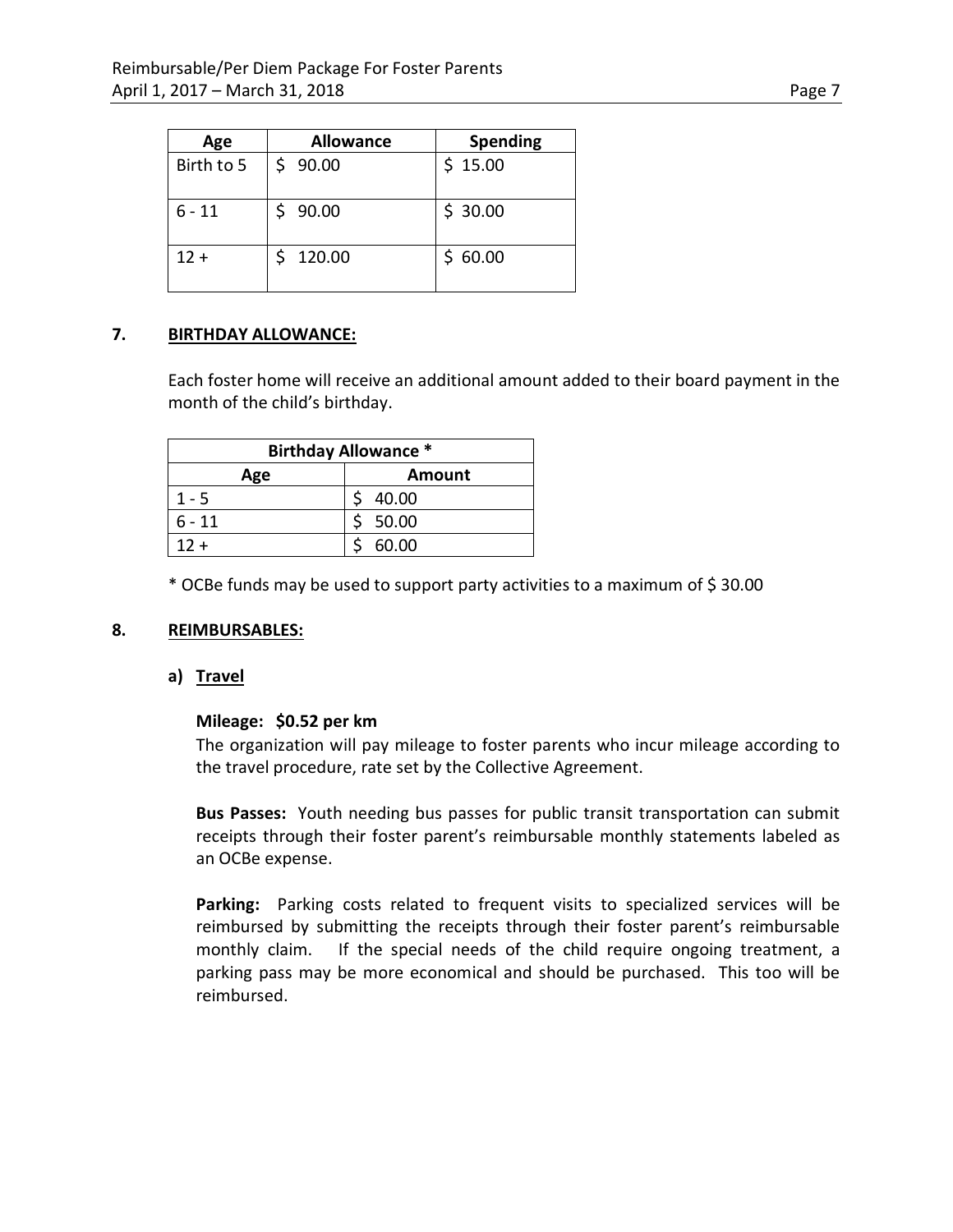| Age | Allowance | Spending |
| --- | --- | --- |
| Birth to 5 | $ 90.00 | $ 15.00 |
| 6 - 11 | $ 90.00 | $ 30.00 |
| 12 + | $ 120.00 | $ 60.00 |

## 7. BIRTHDAY ALLOWANCE:

Each foster home will receive an additional amount added to their board payment in the month of the child's birthday.

| Birthday Allowance * | |
| --- | --- |
| **Age** | **Amount** |
| 1 - 5 | $ 40.00 |
| 6 - 11 | $ 50.00 |
| 12 + | $ 60.00 |

* OCBe funds may be used to support party activities to a maximum of $ 30.00

## 8. REIMBURSABLES:

### a) Travel

**Mileage: $0.52 per km**
The organization will pay mileage to foster parents who incur mileage according to the travel procedure, rate set by the Collective Agreement.

**Bus Passes:** Youth needing bus passes for public transit transportation can submit receipts through their foster parent's reimbursable monthly statements labeled as an OCBe expense.

**Parking:** Parking costs related to frequent visits to specialized services will be reimbursed by submitting the receipts through their foster parent's reimbursable monthly claim. If the special needs of the child require ongoing treatment, a parking pass may be more economical and should be purchased. This too will be reimbursed.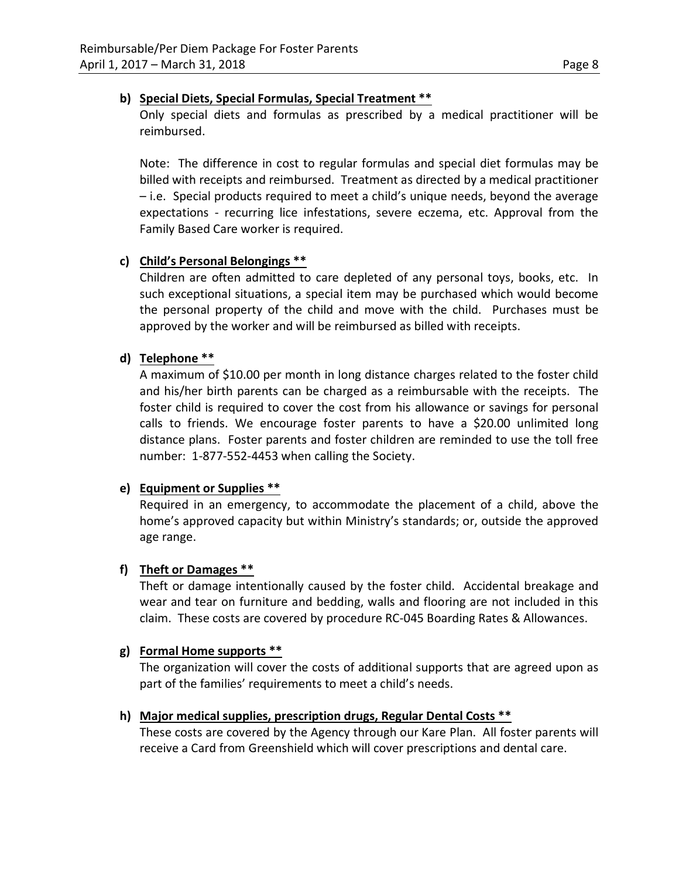**b) <u>Special Diets, Special Formulas, Special Treatment **</u>**

Only special diets and formulas as prescribed by a medical practitioner will be reimbursed.

Note: The difference in cost to regular formulas and special diet formulas may be billed with receipts and reimbursed. Treatment as directed by a medical practitioner – i.e. Special products required to meet a child's unique needs, beyond the average expectations - recurring lice infestations, severe eczema, etc. Approval from the Family Based Care worker is required.

**c) <u>Child's Personal Belongings **</u>**

Children are often admitted to care depleted of any personal toys, books, etc. In such exceptional situations, a special item may be purchased which would become the personal property of the child and move with the child. Purchases must be approved by the worker and will be reimbursed as billed with receipts.

**d) <u>Telephone **</u>**

A maximum of $10.00 per month in long distance charges related to the foster child and his/her birth parents can be charged as a reimbursable with the receipts. The foster child is required to cover the cost from his allowance or savings for personal calls to friends. We encourage foster parents to have a $20.00 unlimited long distance plans. Foster parents and foster children are reminded to use the toll free number: 1-877-552-4453 when calling the Society.

**e) <u>Equipment or Supplies **</u>**

Required in an emergency, to accommodate the placement of a child, above the home's approved capacity but within Ministry's standards; or, outside the approved age range.

**f) <u>Theft or Damages **</u>**

Theft or damage intentionally caused by the foster child. Accidental breakage and wear and tear on furniture and bedding, walls and flooring are not included in this claim. These costs are covered by procedure RC-045 Boarding Rates & Allowances.

**g) <u>Formal Home supports **</u>**

The organization will cover the costs of additional supports that are agreed upon as part of the families' requirements to meet a child's needs.

**h) <u>Major medical supplies, prescription drugs, Regular Dental Costs **</u>**

These costs are covered by the Agency through our Kare Plan. All foster parents will receive a Card from Greenshield which will cover prescriptions and dental care.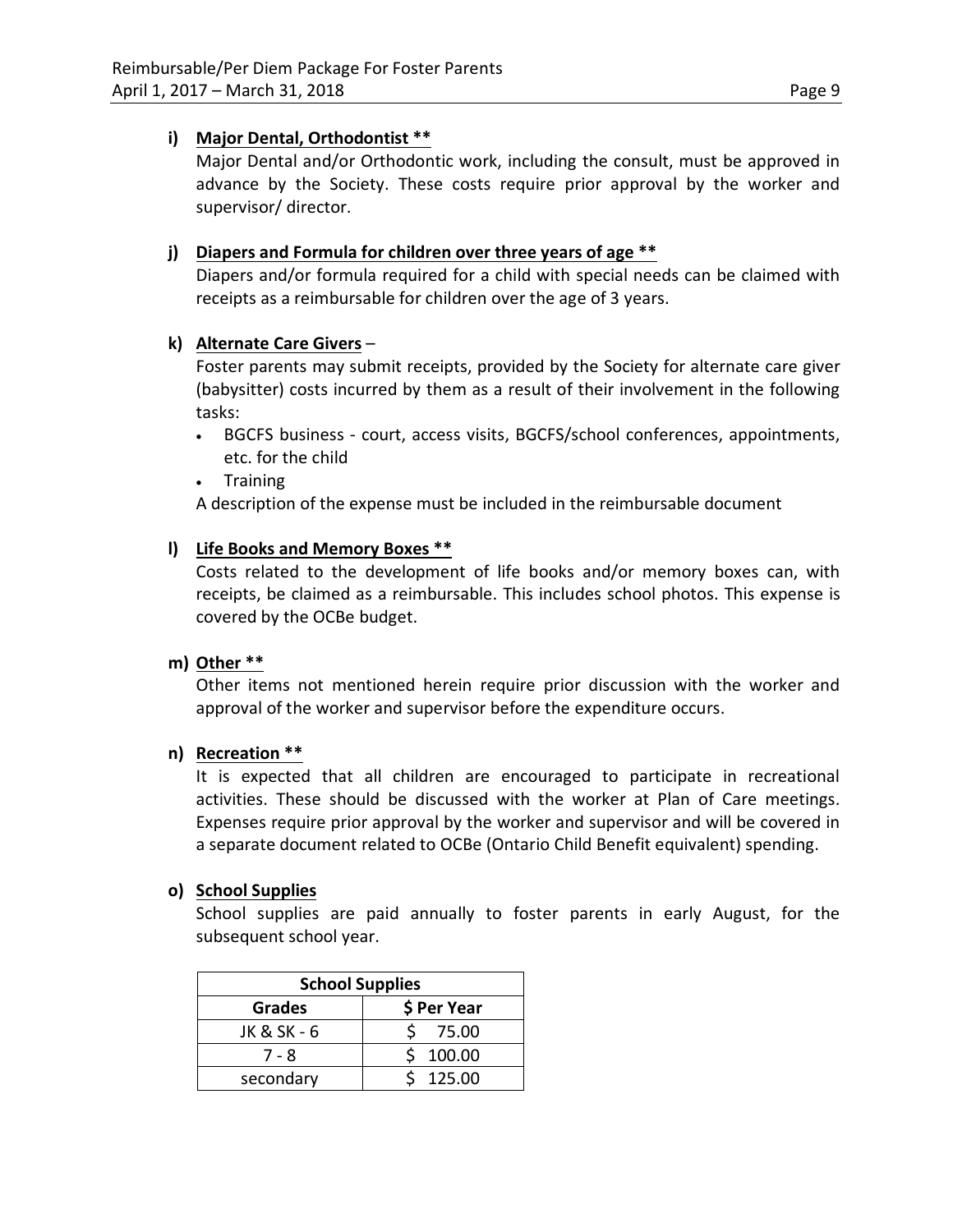**i) Major Dental, Orthodontist ****

Major Dental and/or Orthodontic work, including the consult, must be approved in advance by the Society. These costs require prior approval by the worker and supervisor/ director.

**j) Diapers and Formula for children over three years of age ****

Diapers and/or formula required for a child with special needs can be claimed with receipts as a reimbursable for children over the age of 3 years.

**k) Alternate Care Givers** –

Foster parents may submit receipts, provided by the Society for alternate care giver (babysitter) costs incurred by them as a result of their involvement in the following tasks:

- BGCFS business - court, access visits, BGCFS/school conferences, appointments, etc. for the child
- Training

A description of the expense must be included in the reimbursable document

**l) Life Books and Memory Boxes ****

Costs related to the development of life books and/or memory boxes can, with receipts, be claimed as a reimbursable. This includes school photos. This expense is covered by the OCBe budget.

**m) Other ****

Other items not mentioned herein require prior discussion with the worker and approval of the worker and supervisor before the expenditure occurs.

**n) Recreation ****

It is expected that all children are encouraged to participate in recreational activities. These should be discussed with the worker at Plan of Care meetings. Expenses require prior approval by the worker and supervisor and will be covered in a separate document related to OCBe (Ontario Child Benefit equivalent) spending.

**o) School Supplies**

School supplies are paid annually to foster parents in early August, for the subsequent school year.

| School Supplies | |
|---|---|
| **Grades** | **$ Per Year** |
| JK & SK - 6 | $ 75.00 |
| 7 - 8 | $ 100.00 |
| secondary | $ 125.00 |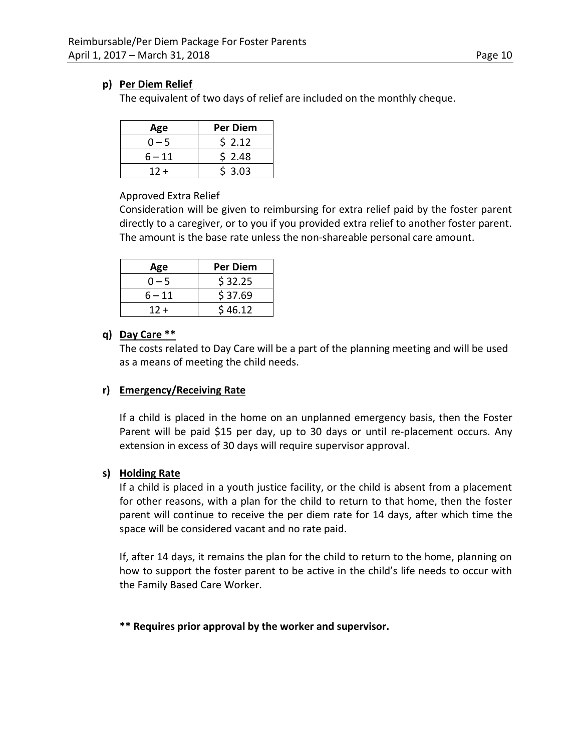**p) Per Diem Relief**

The equivalent of two days of relief are included on the monthly cheque.

| Age | Per Diem |
|---|---|
| 0 – 5 | $ 2.12 |
| 6 – 11 | $ 2.48 |
| 12 + | $ 3.03 |

Approved Extra Relief

Consideration will be given to reimbursing for extra relief paid by the foster parent directly to a caregiver, or to you if you provided extra relief to another foster parent. The amount is the base rate unless the non-shareable personal care amount.

| Age | Per Diem |
|---|---|
| 0 – 5 | $ 32.25 |
| 6 – 11 | $ 37.69 |
| 12 + | $ 46.12 |

**q) Day Care ****

The costs related to Day Care will be a part of the planning meeting and will be used as a means of meeting the child needs.

**r) Emergency/Receiving Rate**

If a child is placed in the home on an unplanned emergency basis, then the Foster Parent will be paid $15 per day, up to 30 days or until re-placement occurs. Any extension in excess of 30 days will require supervisor approval.

**s) Holding Rate**

If a child is placed in a youth justice facility, or the child is absent from a placement for other reasons, with a plan for the child to return to that home, then the foster parent will continue to receive the per diem rate for 14 days, after which time the space will be considered vacant and no rate paid.

If, after 14 days, it remains the plan for the child to return to the home, planning on how to support the foster parent to be active in the child's life needs to occur with the Family Based Care Worker.

**** Requires prior approval by the worker and supervisor.**